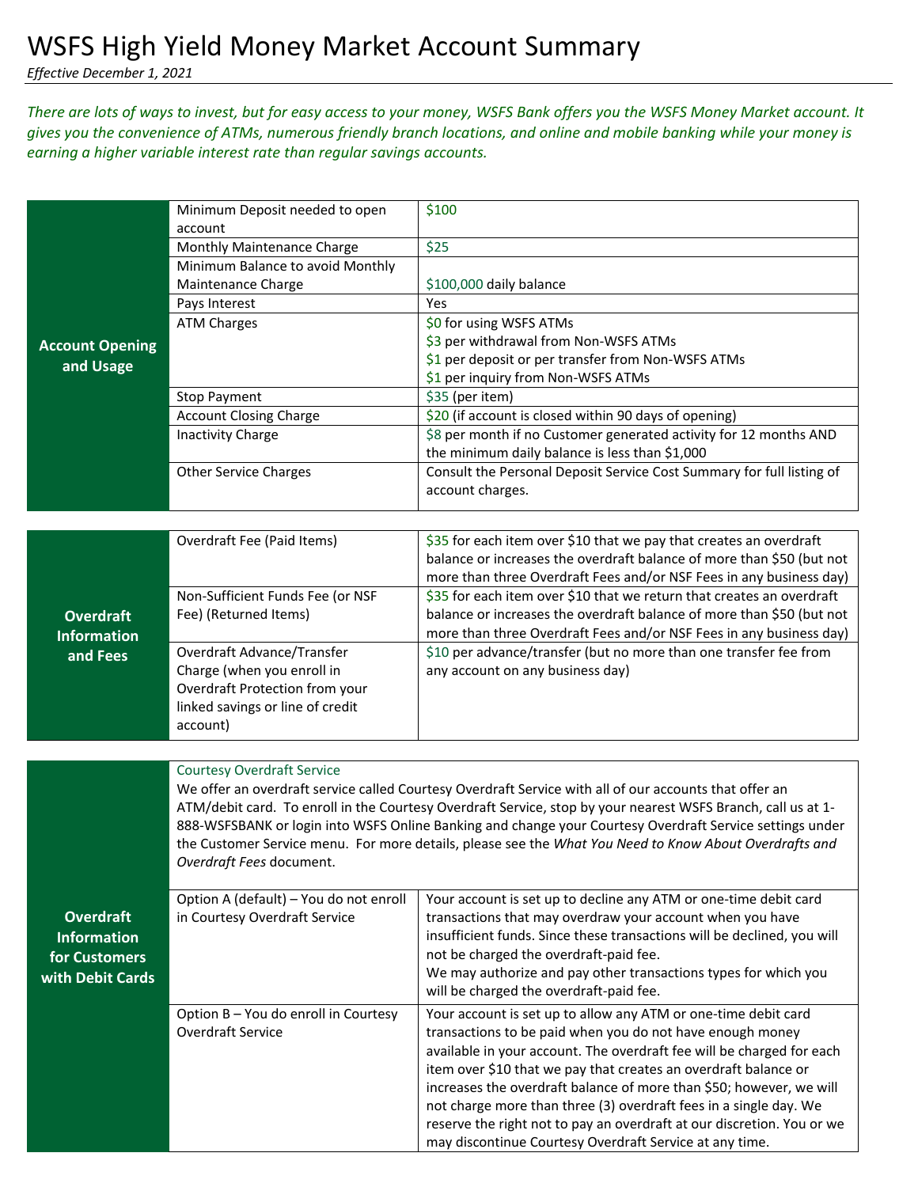# WSFS High Yield Money Market Account Summary

*Effective December 1, 2021*

*There are lots of ways to invest, but for easy access to your money, WSFS Bank offers you the WSFS Money Market account. It gives you the convenience of ATMs, numerous friendly branch locations, and online and mobile banking while your money is earning a higher variable interest rate than regular savings accounts.*

| | | |
|---|---|---|
| **Account Opening and Usage** | Minimum Deposit needed to open account | $100 |
| | Monthly Maintenance Charge | $25 |
| | Minimum Balance to avoid Monthly Maintenance Charge | $100,000 daily balance |
| | Pays Interest | Yes |
| | ATM Charges | $0 for using WSFS ATMs<br>$3 per withdrawal from Non-WSFS ATMs<br>$1 per deposit or per transfer from Non-WSFS ATMs<br>$1 per inquiry from Non-WSFS ATMs |
| | Stop Payment | $35 (per item) |
| | Account Closing Charge | $20 (if account is closed within 90 days of opening) |
| | Inactivity Charge | $8 per month if no Customer generated activity for 12 months AND the minimum daily balance is less than $1,000 |
| | Other Service Charges | Consult the Personal Deposit Service Cost Summary for full listing of account charges. |

| | | |
|---|---|---|
| **Overdraft Information and Fees** | Overdraft Fee (Paid Items) | $35 for each item over $10 that we pay that creates an overdraft balance or increases the overdraft balance of more than $50 (but not more than three Overdraft Fees and/or NSF Fees in any business day) |
| | Non-Sufficient Funds Fee (or NSF Fee) (Returned Items) | $35 for each item over $10 that we return that creates an overdraft balance or increases the overdraft balance of more than $50 (but not more than three Overdraft Fees and/or NSF Fees in any business day) |
| | Overdraft Advance/Transfer Charge (when you enroll in Overdraft Protection from your linked savings or line of credit account) | $10 per advance/transfer (but no more than one transfer fee from any account on any business day) |

| | | |
|---|---|---|
| **Overdraft Information for Customers with Debit Cards** | Courtesy Overdraft Service<br>We offer an overdraft service called Courtesy Overdraft Service with all of our accounts that offer an ATM/debit card. To enroll in the Courtesy Overdraft Service, stop by your nearest WSFS Branch, call us at 1-888-WSFSBANK or login into WSFS Online Banking and change your Courtesy Overdraft Service settings under the Customer Service menu. For more details, please see the *What You Need to Know About Overdrafts and Overdraft Fees* document. | |
| | Option A (default) – You do not enroll in Courtesy Overdraft Service | Your account is set up to decline any ATM or one-time debit card transactions that may overdraw your account when you have insufficient funds. Since these transactions will be declined, you will not be charged the overdraft-paid fee.<br>We may authorize and pay other transactions types for which you will be charged the overdraft-paid fee. |
| | Option B – You do enroll in Courtesy Overdraft Service | Your account is set up to allow any ATM or one-time debit card transactions to be paid when you do not have enough money available in your account. The overdraft fee will be charged for each item over $10 that we pay that creates an overdraft balance or increases the overdraft balance of more than $50; however, we will not charge more than three (3) overdraft fees in a single day. We reserve the right not to pay an overdraft at our discretion. You or we may discontinue Courtesy Overdraft Service at any time. |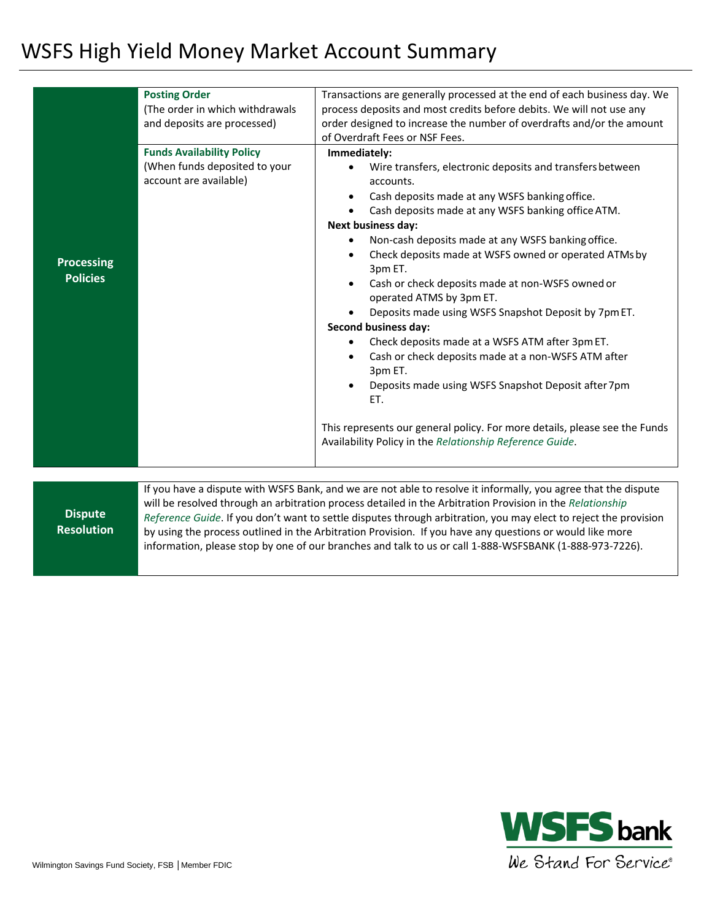# WSFS High Yield Money Market Account Summary

| | | |
|---|---|---|
| **Processing Policies** | **Posting Order** (The order in which withdrawals and deposits are processed) | Transactions are generally processed at the end of each business day. We process deposits and most credits before debits. We will not use any order designed to increase the number of overdrafts and/or the amount of Overdraft Fees or NSF Fees. |
| | **Funds Availability Policy** (When funds deposited to your account are available) | **Immediately:** • Wire transfers, electronic deposits and transfers between accounts. • Cash deposits made at any WSFS banking office. • Cash deposits made at any WSFS banking office ATM. **Next business day:** • Non-cash deposits made at any WSFS banking office. • Check deposits made at WSFS owned or operated ATMs by 3pm ET. • Cash or check deposits made at non-WSFS owned or operated ATMS by 3pm ET. • Deposits made using WSFS Snapshot Deposit by 7pm ET. **Second business day:** • Check deposits made at a WSFS ATM after 3pm ET. • Cash or check deposits made at a non-WSFS ATM after 3pm ET. • Deposits made using WSFS Snapshot Deposit after 7pm ET. This represents our general policy. For more details, please see the Funds Availability Policy in the *Relationship Reference Guide*. |

| | |
|---|---|
| **Dispute Resolution** | If you have a dispute with WSFS Bank, and we are not able to resolve it informally, you agree that the dispute will be resolved through an arbitration process detailed in the Arbitration Provision in the *Relationship Reference Guide*. If you don't want to settle disputes through arbitration, you may elect to reject the provision by using the process outlined in the Arbitration Provision. If you have any questions or would like more information, please stop by one of our branches and talk to us or call 1-888-WSFSBANK (1-888-973-7226). |

WSFS bank

We Stand For Service®

Wilmington Savings Fund Society, FSB | Member FDIC